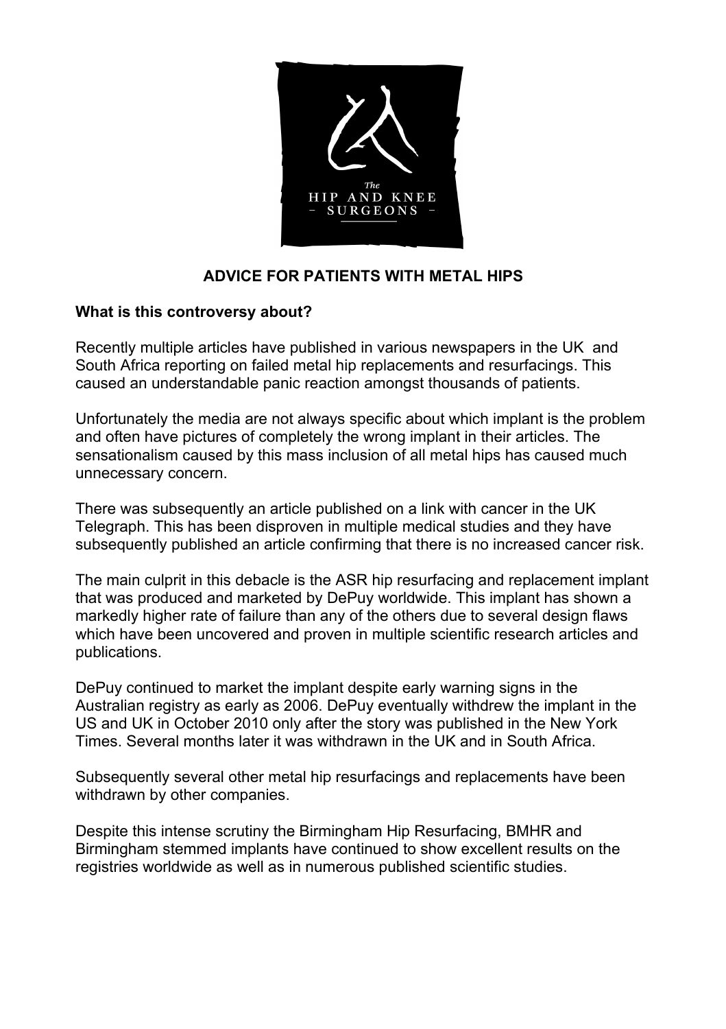The HIP AND KNEE SURGEONS

# ADVICE FOR PATIENTS WITH METAL HIPS

**What is this controversy about?**

Recently multiple articles have published in various newspapers in the UK and South Africa reporting on failed metal hip replacements and resurfacings. This caused an understandable panic reaction amongst thousands of patients.

Unfortunately the media are not always specific about which implant is the problem and often have pictures of completely the wrong implant in their articles. The sensationalism caused by this mass inclusion of all metal hips has caused much unnecessary concern.

There was subsequently an article published on a link with cancer in the UK Telegraph. This has been disproven in multiple medical studies and they have subsequently published an article confirming that there is no increased cancer risk.

The main culprit in this debacle is the ASR hip resurfacing and replacement implant that was produced and marketed by DePuy worldwide. This implant has shown a markedly higher rate of failure than any of the others due to several design flaws which have been uncovered and proven in multiple scientific research articles and publications.

DePuy continued to market the implant despite early warning signs in the Australian registry as early as 2006. DePuy eventually withdrew the implant in the US and UK in October 2010 only after the story was published in the New York Times. Several months later it was withdrawn in the UK and in South Africa.

Subsequently several other metal hip resurfacings and replacements have been withdrawn by other companies.

Despite this intense scrutiny the Birmingham Hip Resurfacing, BMHR and Birmingham stemmed implants have continued to show excellent results on the registries worldwide as well as in numerous published scientific studies.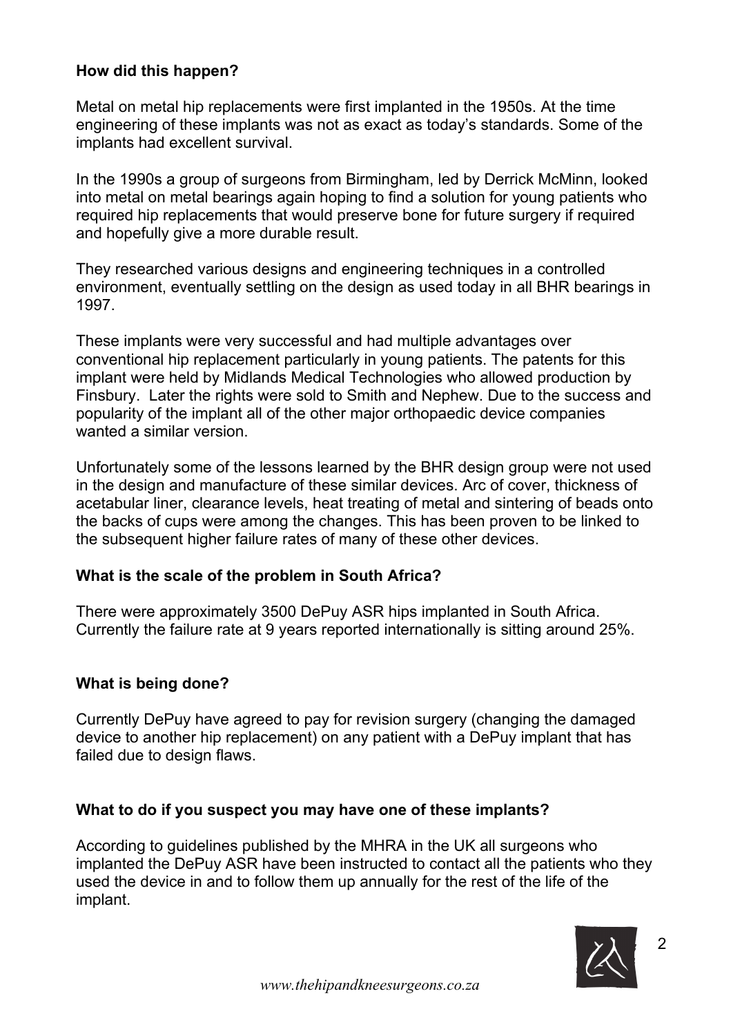## How did this happen?

Metal on metal hip replacements were first implanted in the 1950s. At the time engineering of these implants was not as exact as today's standards. Some of the implants had excellent survival.

In the 1990s a group of surgeons from Birmingham, led by Derrick McMinn, looked into metal on metal bearings again hoping to find a solution for young patients who required hip replacements that would preserve bone for future surgery if required and hopefully give a more durable result.

They researched various designs and engineering techniques in a controlled environment, eventually settling on the design as used today in all BHR bearings in 1997.

These implants were very successful and had multiple advantages over conventional hip replacement particularly in young patients. The patents for this implant were held by Midlands Medical Technologies who allowed production by Finsbury. Later the rights were sold to Smith and Nephew. Due to the success and popularity of the implant all of the other major orthopaedic device companies wanted a similar version.

Unfortunately some of the lessons learned by the BHR design group were not used in the design and manufacture of these similar devices. Arc of cover, thickness of acetabular liner, clearance levels, heat treating of metal and sintering of beads onto the backs of cups were among the changes. This has been proven to be linked to the subsequent higher failure rates of many of these other devices.

## What is the scale of the problem in South Africa?

There were approximately 3500 DePuy ASR hips implanted in South Africa. Currently the failure rate at 9 years reported internationally is sitting around 25%.

## What is being done?

Currently DePuy have agreed to pay for revision surgery (changing the damaged device to another hip replacement) on any patient with a DePuy implant that has failed due to design flaws.

## What to do if you suspect you may have one of these implants?

According to guidelines published by the MHRA in the UK all surgeons who implanted the DePuy ASR have been instructed to contact all the patients who they used the device in and to follow them up annually for the rest of the life of the implant.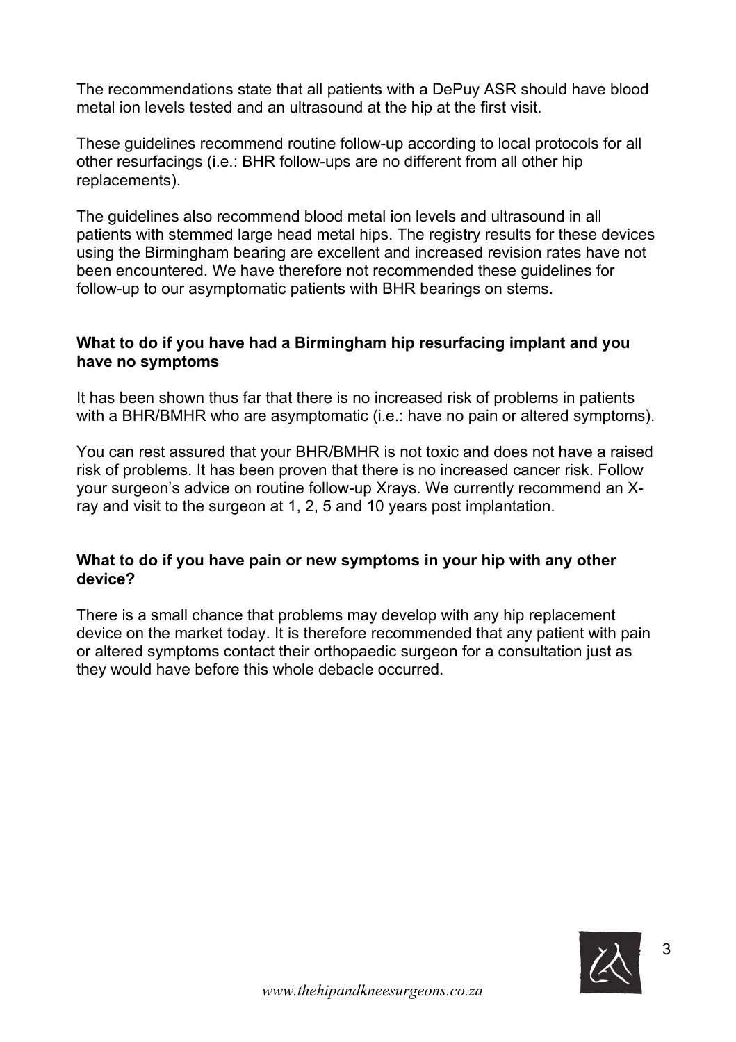The recommendations state that all patients with a DePuy ASR should have blood metal ion levels tested and an ultrasound at the hip at the first visit.

These guidelines recommend routine follow-up according to local protocols for all other resurfacings (i.e.: BHR follow-ups are no different from all other hip replacements).

The guidelines also recommend blood metal ion levels and ultrasound in all patients with stemmed large head metal hips. The registry results for these devices using the Birmingham bearing are excellent and increased revision rates have not been encountered. We have therefore not recommended these guidelines for follow-up to our asymptomatic patients with BHR bearings on stems.

**What to do if you have had a Birmingham hip resurfacing implant and you have no symptoms**

It has been shown thus far that there is no increased risk of problems in patients with a BHR/BMHR who are asymptomatic (i.e.: have no pain or altered symptoms).

You can rest assured that your BHR/BMHR is not toxic and does not have a raised risk of problems. It has been proven that there is no increased cancer risk. Follow your surgeon's advice on routine follow-up Xrays. We currently recommend an X-ray and visit to the surgeon at 1, 2, 5 and 10 years post implantation.

**What to do if you have pain or new symptoms in your hip with any other device?**

There is a small chance that problems may develop with any hip replacement device on the market today. It is therefore recommended that any patient with pain or altered symptoms contact their orthopaedic surgeon for a consultation just as they would have before this whole debacle occurred.